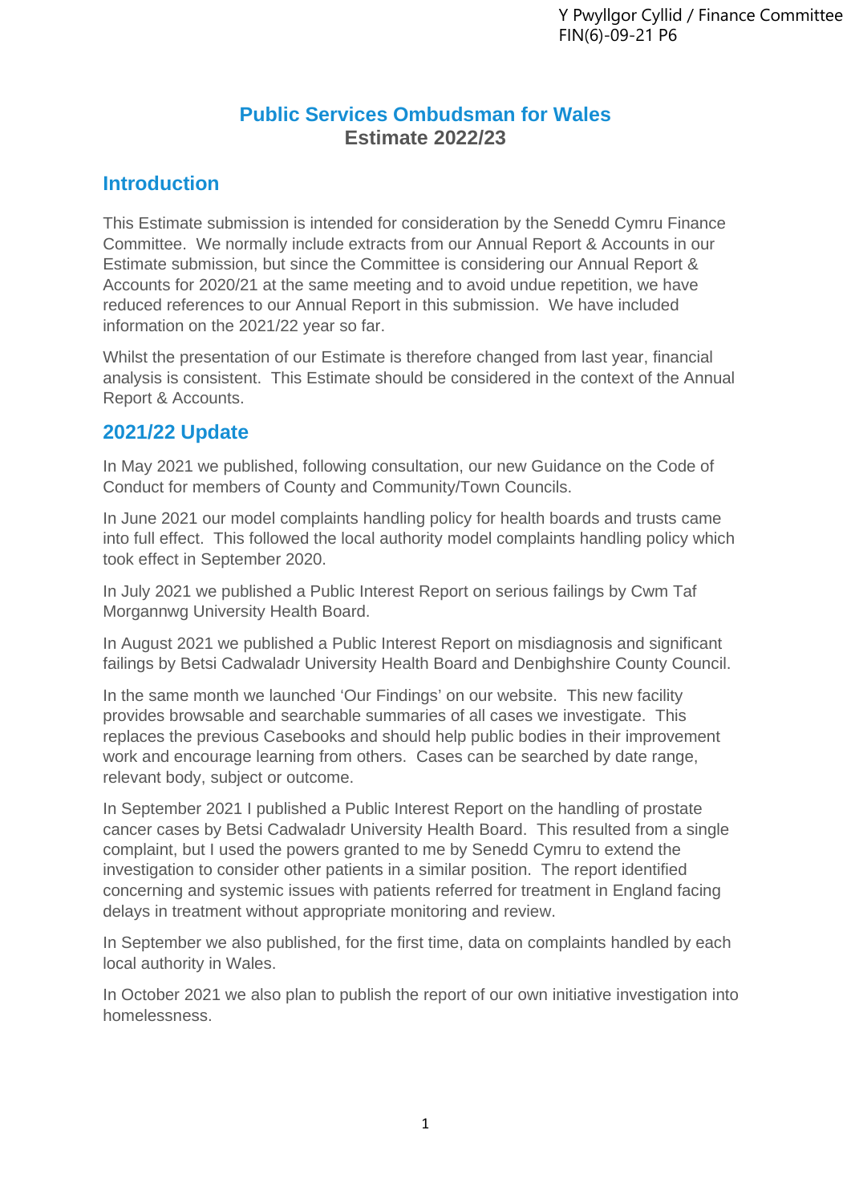Y Pwyllgor Cyllid / Finance Committee
FIN(6)-09-21 P6

# Public Services Ombudsman for Wales
## Estimate 2022/23

## Introduction

This Estimate submission is intended for consideration by the Senedd Cymru Finance Committee. We normally include extracts from our Annual Report & Accounts in our Estimate submission, but since the Committee is considering our Annual Report & Accounts for 2020/21 at the same meeting and to avoid undue repetition, we have reduced references to our Annual Report in this submission. We have included information on the 2021/22 year so far.

Whilst the presentation of our Estimate is therefore changed from last year, financial analysis is consistent. This Estimate should be considered in the context of the Annual Report & Accounts.

## 2021/22 Update

In May 2021 we published, following consultation, our new Guidance on the Code of Conduct for members of County and Community/Town Councils.

In June 2021 our model complaints handling policy for health boards and trusts came into full effect. This followed the local authority model complaints handling policy which took effect in September 2020.

In July 2021 we published a Public Interest Report on serious failings by Cwm Taf Morgannwg University Health Board.

In August 2021 we published a Public Interest Report on misdiagnosis and significant failings by Betsi Cadwaladr University Health Board and Denbighshire County Council.

In the same month we launched 'Our Findings' on our website. This new facility provides browsable and searchable summaries of all cases we investigate. This replaces the previous Casebooks and should help public bodies in their improvement work and encourage learning from others. Cases can be searched by date range, relevant body, subject or outcome.

In September 2021 I published a Public Interest Report on the handling of prostate cancer cases by Betsi Cadwaladr University Health Board. This resulted from a single complaint, but I used the powers granted to me by Senedd Cymru to extend the investigation to consider other patients in a similar position. The report identified concerning and systemic issues with patients referred for treatment in England facing delays in treatment without appropriate monitoring and review.

In September we also published, for the first time, data on complaints handled by each local authority in Wales.

In October 2021 we also plan to publish the report of our own initiative investigation into homelessness.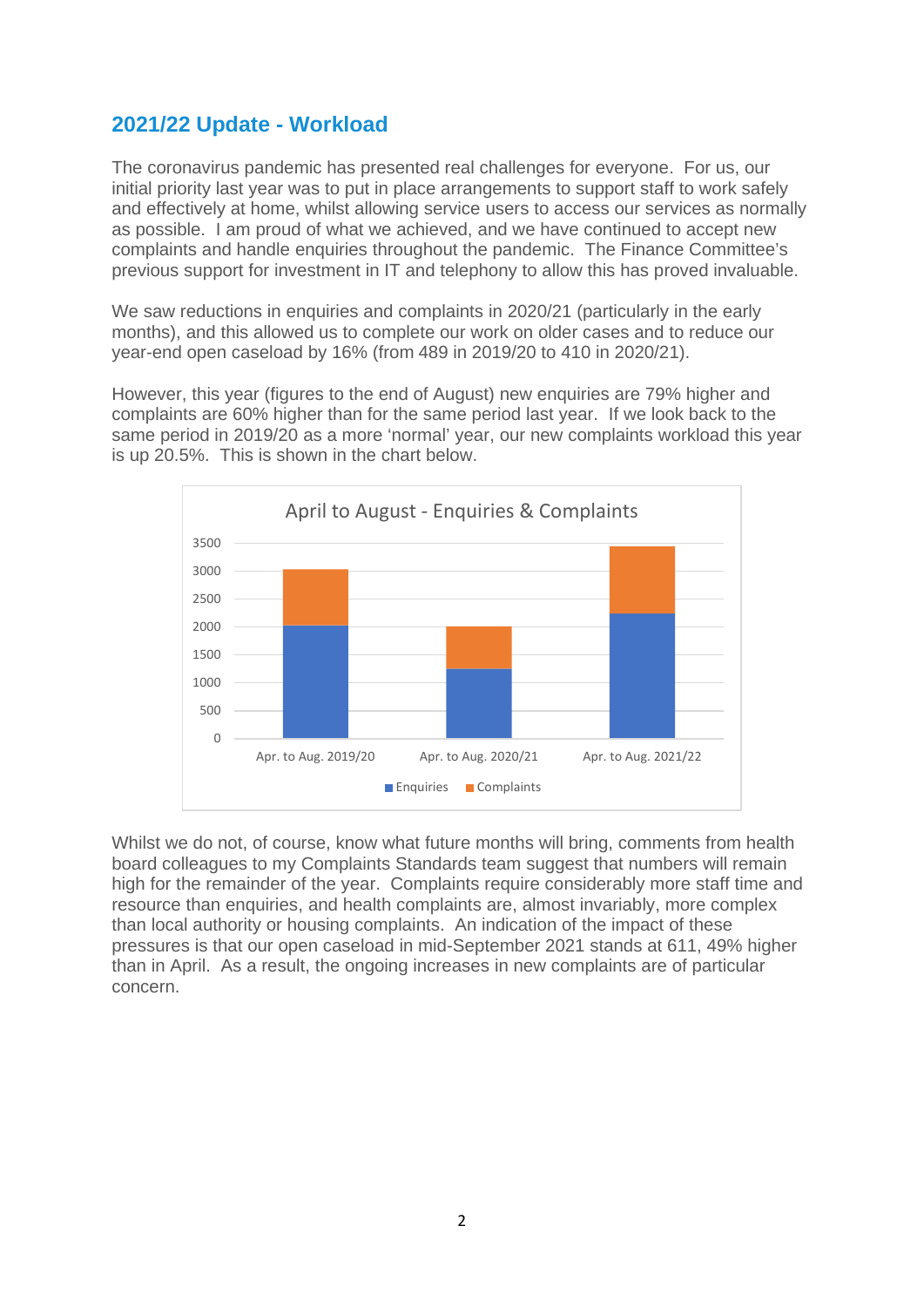## 2021/22 Update - Workload

The coronavirus pandemic has presented real challenges for everyone. For us, our initial priority last year was to put in place arrangements to support staff to work safely and effectively at home, whilst allowing service users to access our services as normally as possible. I am proud of what we achieved, and we have continued to accept new complaints and handle enquiries throughout the pandemic. The Finance Committee's previous support for investment in IT and telephony to allow this has proved invaluable.

We saw reductions in enquiries and complaints in 2020/21 (particularly in the early months), and this allowed us to complete our work on older cases and to reduce our year-end open caseload by 16% (from 489 in 2019/20 to 410 in 2020/21).

However, this year (figures to the end of August) new enquiries are 79% higher and complaints are 60% higher than for the same period last year. If we look back to the same period in 2019/20 as a more 'normal' year, our new complaints workload this year is up 20.5%. This is shown in the chart below.

Whilst we do not, of course, know what future months will bring, comments from health board colleagues to my Complaints Standards team suggest that numbers will remain high for the remainder of the year. Complaints require considerably more staff time and resource than enquiries, and health complaints are, almost invariably, more complex than local authority or housing complaints. An indication of the impact of these pressures is that our open caseload in mid-September 2021 stands at 611, 49% higher than in April. As a result, the ongoing increases in new complaints are of particular concern.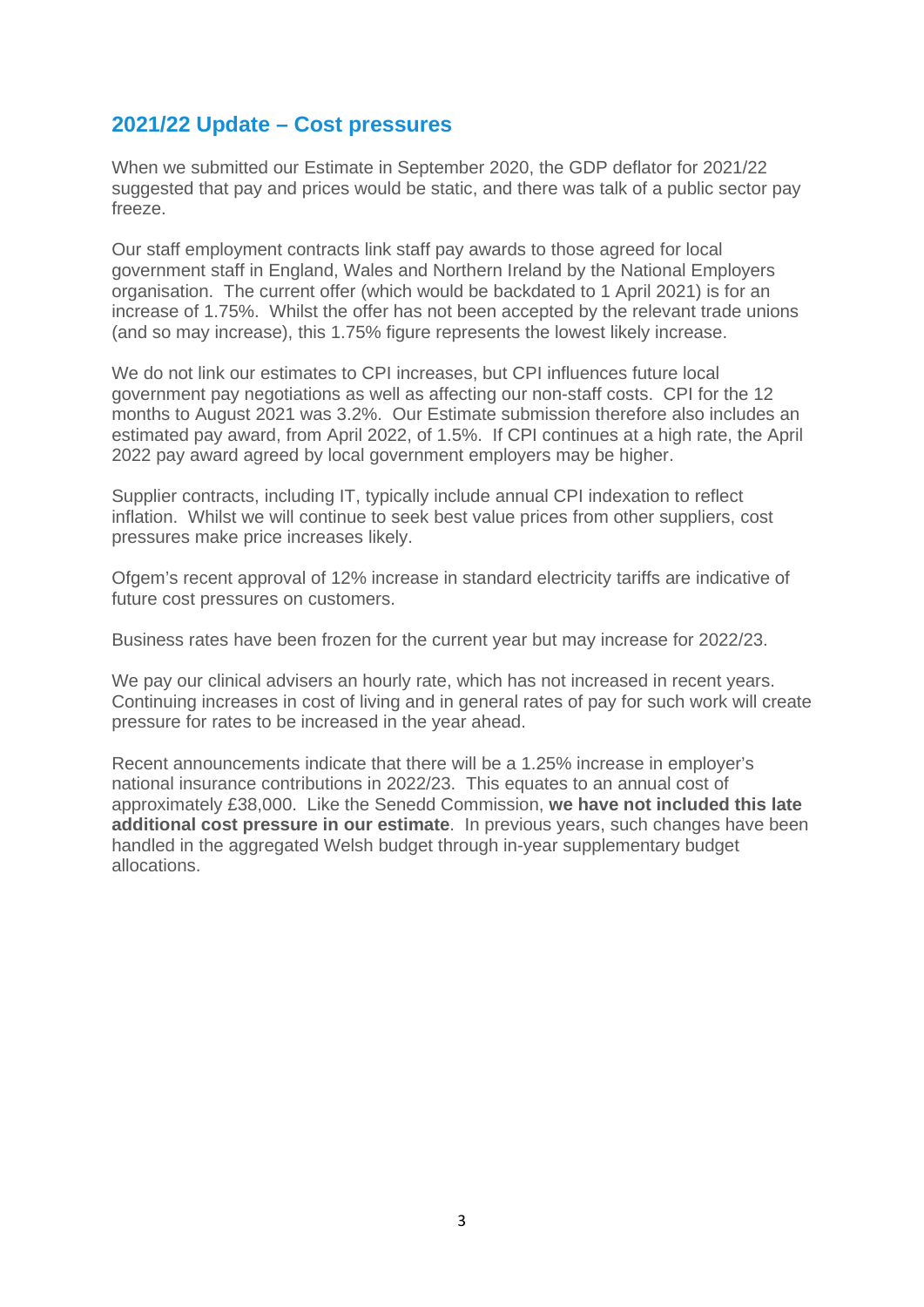## 2021/22 Update – Cost pressures

When we submitted our Estimate in September 2020, the GDP deflator for 2021/22 suggested that pay and prices would be static, and there was talk of a public sector pay freeze.

Our staff employment contracts link staff pay awards to those agreed for local government staff in England, Wales and Northern Ireland by the National Employers organisation. The current offer (which would be backdated to 1 April 2021) is for an increase of 1.75%. Whilst the offer has not been accepted by the relevant trade unions (and so may increase), this 1.75% figure represents the lowest likely increase.

We do not link our estimates to CPI increases, but CPI influences future local government pay negotiations as well as affecting our non-staff costs. CPI for the 12 months to August 2021 was 3.2%. Our Estimate submission therefore also includes an estimated pay award, from April 2022, of 1.5%. If CPI continues at a high rate, the April 2022 pay award agreed by local government employers may be higher.

Supplier contracts, including IT, typically include annual CPI indexation to reflect inflation. Whilst we will continue to seek best value prices from other suppliers, cost pressures make price increases likely.

Ofgem's recent approval of 12% increase in standard electricity tariffs are indicative of future cost pressures on customers.

Business rates have been frozen for the current year but may increase for 2022/23.

We pay our clinical advisers an hourly rate, which has not increased in recent years. Continuing increases in cost of living and in general rates of pay for such work will create pressure for rates to be increased in the year ahead.

Recent announcements indicate that there will be a 1.25% increase in employer's national insurance contributions in 2022/23. This equates to an annual cost of approximately £38,000. Like the Senedd Commission, **we have not included this late additional cost pressure in our estimate**. In previous years, such changes have been handled in the aggregated Welsh budget through in-year supplementary budget allocations.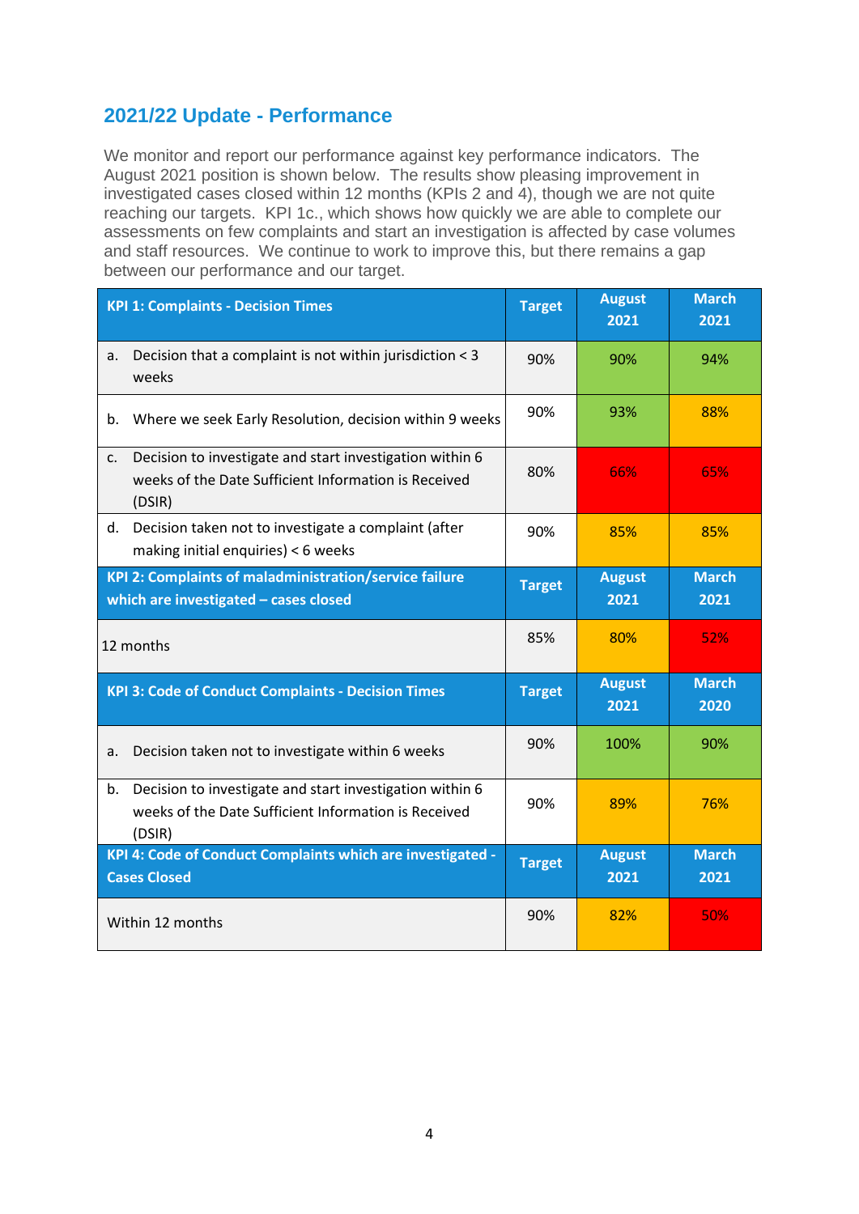## 2021/22 Update - Performance

We monitor and report our performance against key performance indicators. The August 2021 position is shown below. The results show pleasing improvement in investigated cases closed within 12 months (KPIs 2 and 4), though we are not quite reaching our targets. KPI 1c., which shows how quickly we are able to complete our assessments on few complaints and start an investigation is affected by case volumes and staff resources. We continue to work to improve this, but there remains a gap between our performance and our target.

| KPI 1: Complaints - Decision Times | Target | August 2021 | March 2021 |
|---|---|---|---|
| a. Decision that a complaint is not within jurisdiction < 3 weeks | 90% | 90% | 94% |
| b. Where we seek Early Resolution, decision within 9 weeks | 90% | 93% | 88% |
| c. Decision to investigate and start investigation within 6 weeks of the Date Sufficient Information is Received (DSIR) | 80% | 66% | 65% |
| d. Decision taken not to investigate a complaint (after making initial enquiries) < 6 weeks | 90% | 85% | 85% |
| **KPI 2: Complaints of maladministration/service failure which are investigated – cases closed** | **Target** | **August 2021** | **March 2021** |
| 12 months | 85% | 80% | 52% |
| **KPI 3: Code of Conduct Complaints - Decision Times** | **Target** | **August 2021** | **March 2020** |
| a. Decision taken not to investigate within 6 weeks | 90% | 100% | 90% |
| b. Decision to investigate and start investigation within 6 weeks of the Date Sufficient Information is Received (DSIR) | 90% | 89% | 76% |
| **KPI 4: Code of Conduct Complaints which are investigated - Cases Closed** | **Target** | **August 2021** | **March 2021** |
| Within 12 months | 90% | 82% | 50% |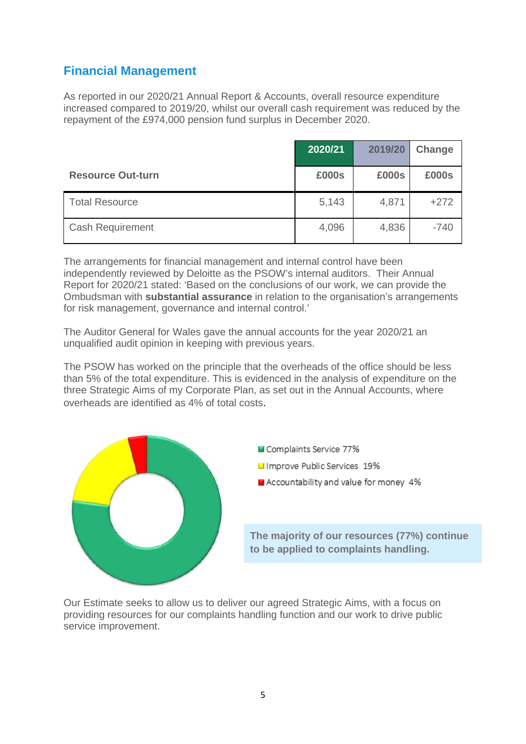## Financial Management

As reported in our 2020/21 Annual Report & Accounts, overall resource expenditure increased compared to 2019/20, whilst our overall cash requirement was reduced by the repayment of the £974,000 pension fund surplus in December 2020.

| | 2020/21 | 2019/20 | Change |
|---|---|---|---|
| **Resource Out-turn** | **£000s** | **£000s** | **£000s** |
| Total Resource | 5,143 | 4,871 | +272 |
| Cash Requirement | 4,096 | 4,836 | -740 |

The arrangements for financial management and internal control have been independently reviewed by Deloitte as the PSOW's internal auditors. Their Annual Report for 2020/21 stated: 'Based on the conclusions of our work, we can provide the Ombudsman with **substantial assurance** in relation to the organisation's arrangements for risk management, governance and internal control.'

The Auditor General for Wales gave the annual accounts for the year 2020/21 an unqualified audit opinion in keeping with previous years.

The PSOW has worked on the principle that the overheads of the office should be less than 5% of the total expenditure. This is evidenced in the analysis of expenditure on the three Strategic Aims of my Corporate Plan, as set out in the Annual Accounts, where overheads are identified as 4% of total costs.

- Complaints Service 77%
- Improve Public Services 19%
- Accountability and value for money 4%

**The majority of our resources (77%) continue to be applied to complaints handling.**

Our Estimate seeks to allow us to deliver our agreed Strategic Aims, with a focus on providing resources for our complaints handling function and our work to drive public service improvement.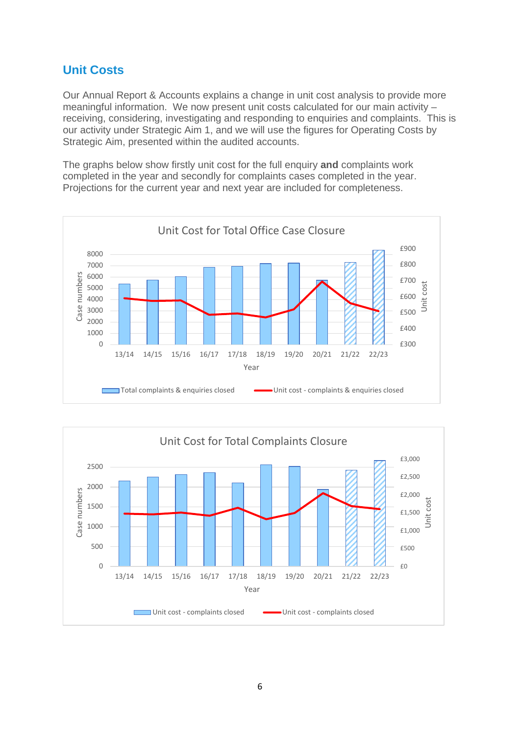## Unit Costs

Our Annual Report & Accounts explains a change in unit cost analysis to provide more meaningful information. We now present unit costs calculated for our main activity – receiving, considering, investigating and responding to enquiries and complaints. This is our activity under Strategic Aim 1, and we will use the figures for Operating Costs by Strategic Aim, presented within the audited accounts.

The graphs below show firstly unit cost for the full enquiry **and** complaints work completed in the year and secondly for complaints cases completed in the year. Projections for the current year and next year are included for completeness.

Unit Cost for Total Office Case Closure

Case numbers: 0, 1000, 2000, 3000, 4000, 5000, 6000, 7000, 8000

Unit cost: £300, £400, £500, £600, £700, £800, £900

Year: 13/14, 14/15, 15/16, 16/17, 17/18, 18/19, 19/20, 20/21, 21/22, 22/23

Total complaints & enquiries closed — Unit cost - complaints & enquiries closed

Unit Cost for Total Complaints Closure

Case numbers: 0, 500, 1000, 1500, 2000, 2500

Unit cost: £0, £500, £1,000, £1,500, £2,000, £2,500, £3,000

Year: 13/14, 14/15, 15/16, 16/17, 17/18, 18/19, 19/20, 20/21, 21/22, 22/23

Unit cost - complaints closed — Unit cost - complaints closed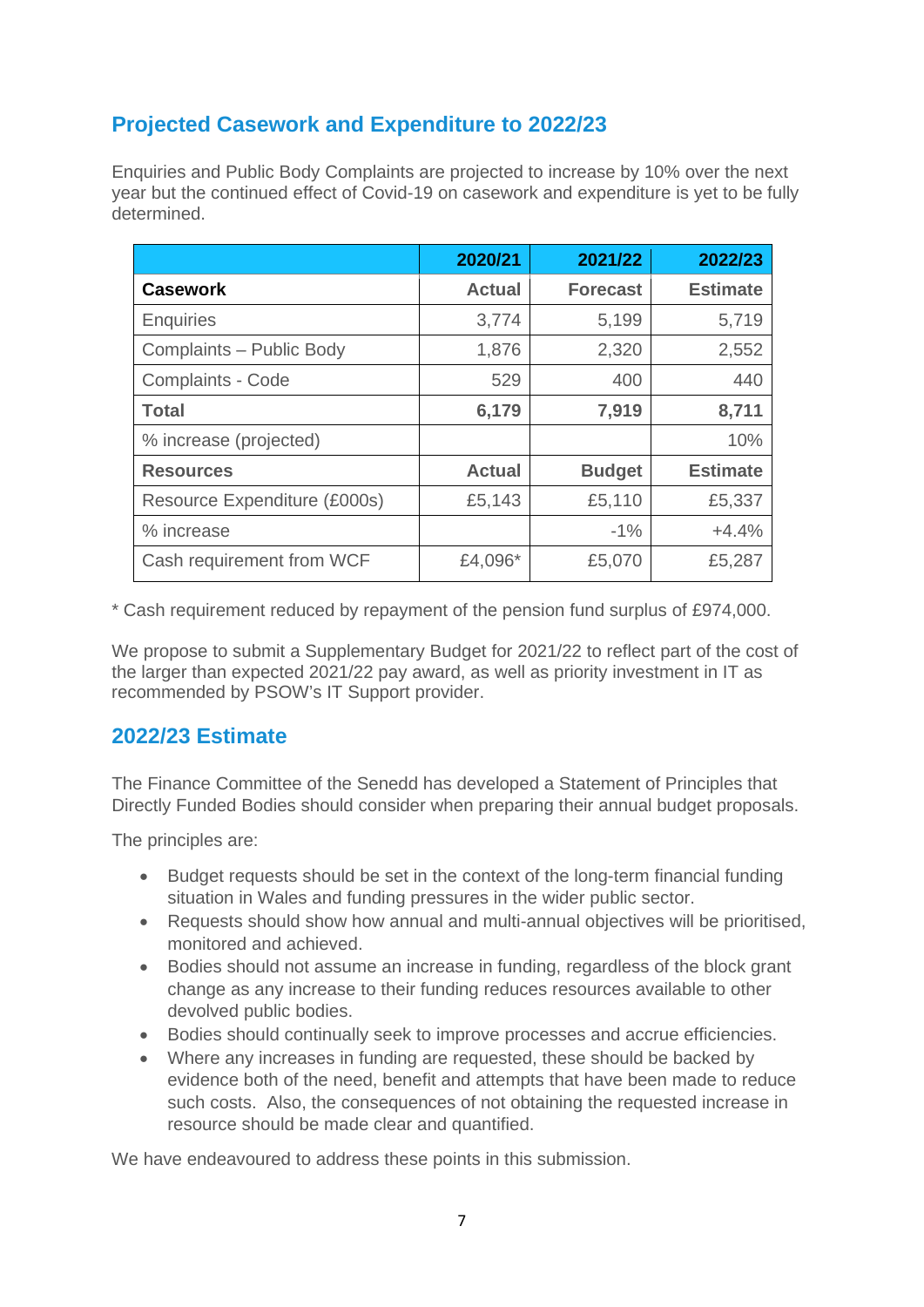## Projected Casework and Expenditure to 2022/23

Enquiries and Public Body Complaints are projected to increase by 10% over the next year but the continued effect of Covid-19 on casework and expenditure is yet to be fully determined.

| | 2020/21 | 2021/22 | 2022/23 |
|---|---|---|---|
| **Casework** | **Actual** | **Forecast** | **Estimate** |
| Enquiries | 3,774 | 5,199 | 5,719 |
| Complaints – Public Body | 1,876 | 2,320 | 2,552 |
| Complaints - Code | 529 | 400 | 440 |
| **Total** | **6,179** | **7,919** | **8,711** |
| % increase (projected) | | | 10% |
| **Resources** | **Actual** | **Budget** | **Estimate** |
| Resource Expenditure (£000s) | £5,143 | £5,110 | £5,337 |
| % increase | | -1% | +4.4% |
| Cash requirement from WCF | £4,096* | £5,070 | £5,287 |

* Cash requirement reduced by repayment of the pension fund surplus of £974,000.

We propose to submit a Supplementary Budget for 2021/22 to reflect part of the cost of the larger than expected 2021/22 pay award, as well as priority investment in IT as recommended by PSOW's IT Support provider.

## 2022/23 Estimate

The Finance Committee of the Senedd has developed a Statement of Principles that Directly Funded Bodies should consider when preparing their annual budget proposals.

The principles are:

- Budget requests should be set in the context of the long-term financial funding situation in Wales and funding pressures in the wider public sector.
- Requests should show how annual and multi-annual objectives will be prioritised, monitored and achieved.
- Bodies should not assume an increase in funding, regardless of the block grant change as any increase to their funding reduces resources available to other devolved public bodies.
- Bodies should continually seek to improve processes and accrue efficiencies.
- Where any increases in funding are requested, these should be backed by evidence both of the need, benefit and attempts that have been made to reduce such costs. Also, the consequences of not obtaining the requested increase in resource should be made clear and quantified.

We have endeavoured to address these points in this submission.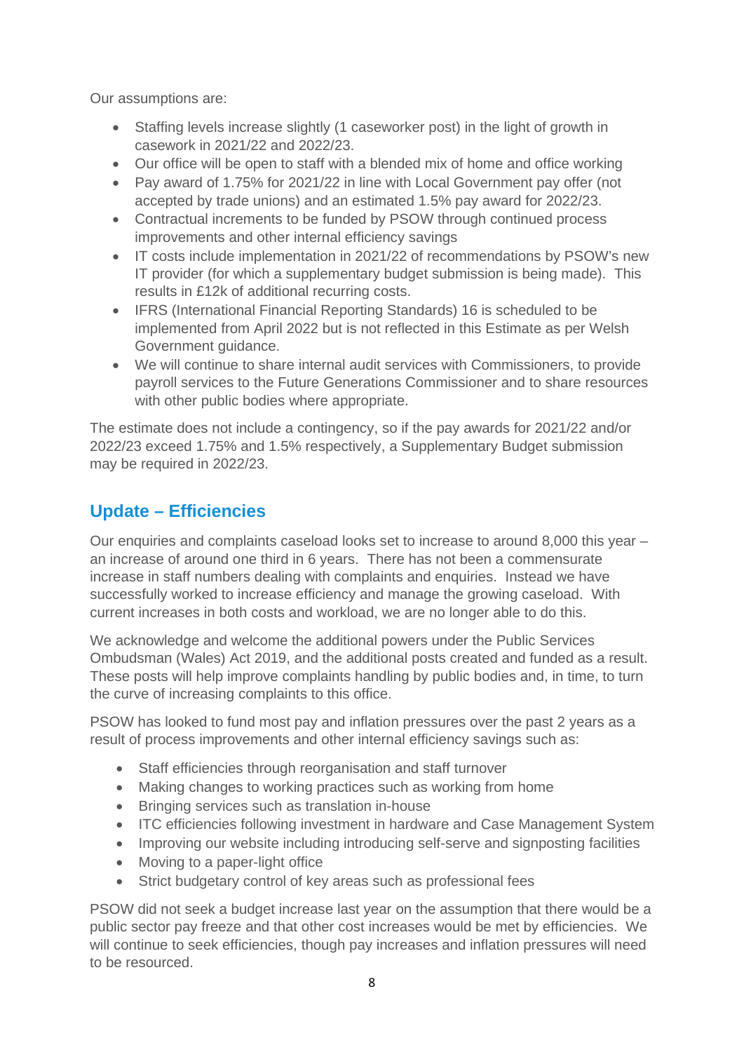Our assumptions are:

- Staffing levels increase slightly (1 caseworker post) in the light of growth in casework in 2021/22 and 2022/23.
- Our office will be open to staff with a blended mix of home and office working
- Pay award of 1.75% for 2021/22 in line with Local Government pay offer (not accepted by trade unions) and an estimated 1.5% pay award for 2022/23.
- Contractual increments to be funded by PSOW through continued process improvements and other internal efficiency savings
- IT costs include implementation in 2021/22 of recommendations by PSOW's new IT provider (for which a supplementary budget submission is being made). This results in £12k of additional recurring costs.
- IFRS (International Financial Reporting Standards) 16 is scheduled to be implemented from April 2022 but is not reflected in this Estimate as per Welsh Government guidance.
- We will continue to share internal audit services with Commissioners, to provide payroll services to the Future Generations Commissioner and to share resources with other public bodies where appropriate.

The estimate does not include a contingency, so if the pay awards for 2021/22 and/or 2022/23 exceed 1.75% and 1.5% respectively, a Supplementary Budget submission may be required in 2022/23.

## Update – Efficiencies

Our enquiries and complaints caseload looks set to increase to around 8,000 this year – an increase of around one third in 6 years. There has not been a commensurate increase in staff numbers dealing with complaints and enquiries. Instead we have successfully worked to increase efficiency and manage the growing caseload. With current increases in both costs and workload, we are no longer able to do this.

We acknowledge and welcome the additional powers under the Public Services Ombudsman (Wales) Act 2019, and the additional posts created and funded as a result. These posts will help improve complaints handling by public bodies and, in time, to turn the curve of increasing complaints to this office.

PSOW has looked to fund most pay and inflation pressures over the past 2 years as a result of process improvements and other internal efficiency savings such as:

- Staff efficiencies through reorganisation and staff turnover
- Making changes to working practices such as working from home
- Bringing services such as translation in-house
- ITC efficiencies following investment in hardware and Case Management System
- Improving our website including introducing self-serve and signposting facilities
- Moving to a paper-light office
- Strict budgetary control of key areas such as professional fees

PSOW did not seek a budget increase last year on the assumption that there would be a public sector pay freeze and that other cost increases would be met by efficiencies. We will continue to seek efficiencies, though pay increases and inflation pressures will need to be resourced.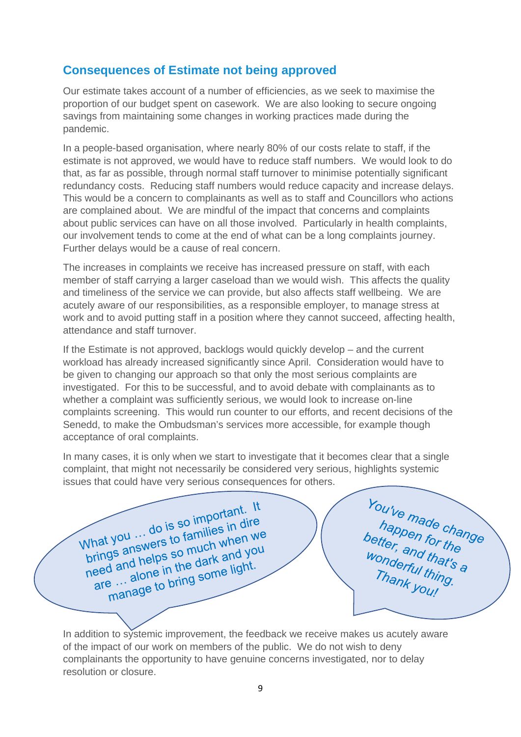## Consequences of Estimate not being approved

Our estimate takes account of a number of efficiencies, as we seek to maximise the proportion of our budget spent on casework. We are also looking to secure ongoing savings from maintaining some changes in working practices made during the pandemic.

In a people-based organisation, where nearly 80% of our costs relate to staff, if the estimate is not approved, we would have to reduce staff numbers. We would look to do that, as far as possible, through normal staff turnover to minimise potentially significant redundancy costs. Reducing staff numbers would reduce capacity and increase delays. This would be a concern to complainants as well as to staff and Councillors who actions are complained about. We are mindful of the impact that concerns and complaints about public services can have on all those involved. Particularly in health complaints, our involvement tends to come at the end of what can be a long complaints journey. Further delays would be a cause of real concern.

The increases in complaints we receive has increased pressure on staff, with each member of staff carrying a larger caseload than we would wish. This affects the quality and timeliness of the service we can provide, but also affects staff wellbeing. We are acutely aware of our responsibilities, as a responsible employer, to manage stress at work and to avoid putting staff in a position where they cannot succeed, affecting health, attendance and staff turnover.

If the Estimate is not approved, backlogs would quickly develop – and the current workload has already increased significantly since April. Consideration would have to be given to changing our approach so that only the most serious complaints are investigated. For this to be successful, and to avoid debate with complainants as to whether a complaint was sufficiently serious, we would look to increase on-line complaints screening. This would run counter to our efforts, and recent decisions of the Senedd, to make the Ombudsman's services more accessible, for example though acceptance of oral complaints.

In many cases, it is only when we start to investigate that it becomes clear that a single complaint, that might not necessarily be considered very serious, highlights systemic issues that could have very serious consequences for others.

> What you … do is so important. It brings answers to families in dire need and helps so much when we are … alone in the dark and you manage to bring some light.

> You've made change happen for the better, and that's a wonderful thing. Thank you!

In addition to systemic improvement, the feedback we receive makes us acutely aware of the impact of our work on members of the public. We do not wish to deny complainants the opportunity to have genuine concerns investigated, nor to delay resolution or closure.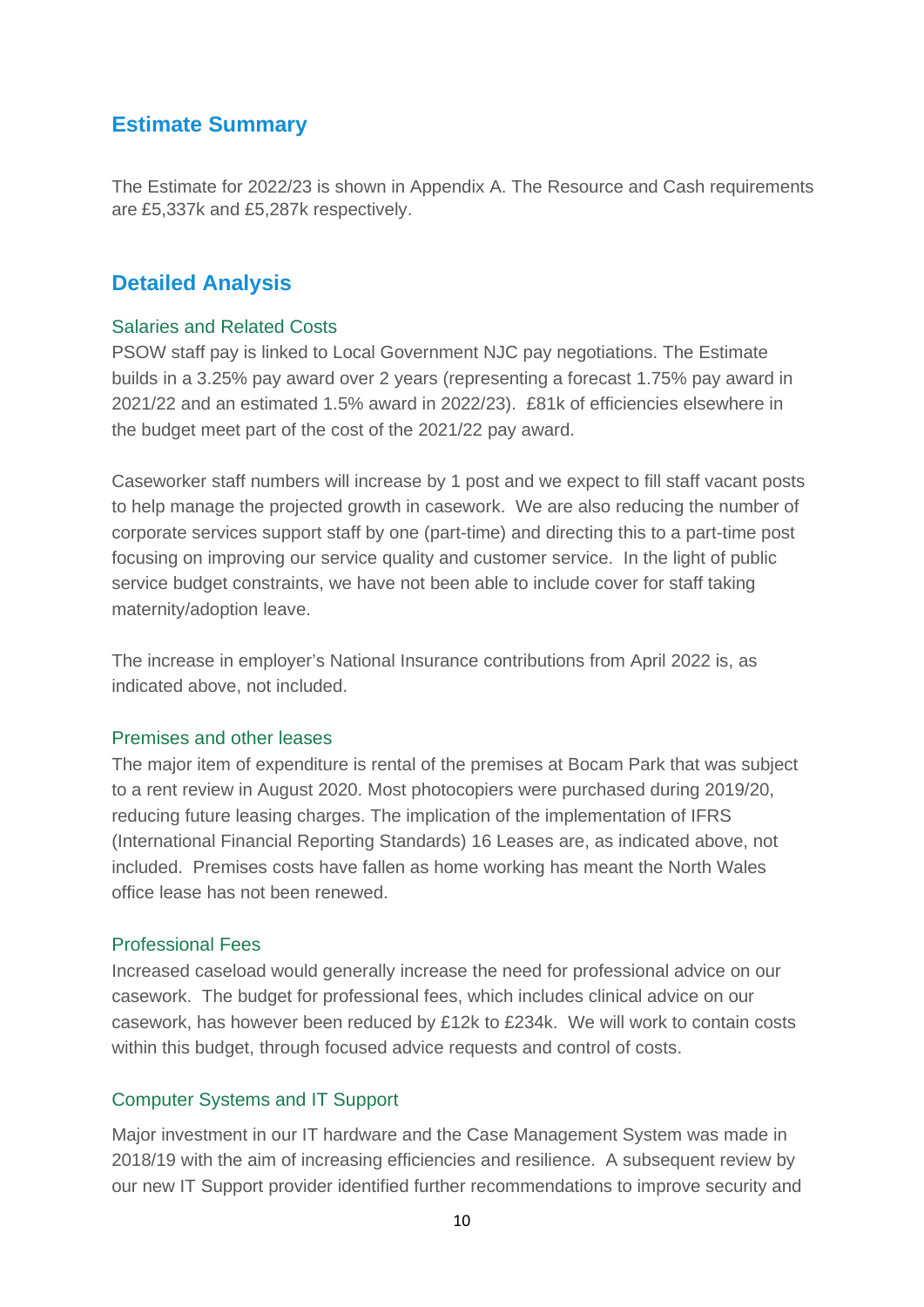## Estimate Summary

The Estimate for 2022/23 is shown in Appendix A. The Resource and Cash requirements are £5,337k and £5,287k respectively.

## Detailed Analysis

### Salaries and Related Costs

PSOW staff pay is linked to Local Government NJC pay negotiations. The Estimate builds in a 3.25% pay award over 2 years (representing a forecast 1.75% pay award in 2021/22 and an estimated 1.5% award in 2022/23). £81k of efficiencies elsewhere in the budget meet part of the cost of the 2021/22 pay award.

Caseworker staff numbers will increase by 1 post and we expect to fill staff vacant posts to help manage the projected growth in casework. We are also reducing the number of corporate services support staff by one (part-time) and directing this to a part-time post focusing on improving our service quality and customer service. In the light of public service budget constraints, we have not been able to include cover for staff taking maternity/adoption leave.

The increase in employer's National Insurance contributions from April 2022 is, as indicated above, not included.

### Premises and other leases

The major item of expenditure is rental of the premises at Bocam Park that was subject to a rent review in August 2020. Most photocopiers were purchased during 2019/20, reducing future leasing charges. The implication of the implementation of IFRS (International Financial Reporting Standards) 16 Leases are, as indicated above, not included. Premises costs have fallen as home working has meant the North Wales office lease has not been renewed.

### Professional Fees

Increased caseload would generally increase the need for professional advice on our casework. The budget for professional fees, which includes clinical advice on our casework, has however been reduced by £12k to £234k. We will work to contain costs within this budget, through focused advice requests and control of costs.

### Computer Systems and IT Support

Major investment in our IT hardware and the Case Management System was made in 2018/19 with the aim of increasing efficiencies and resilience. A subsequent review by our new IT Support provider identified further recommendations to improve security and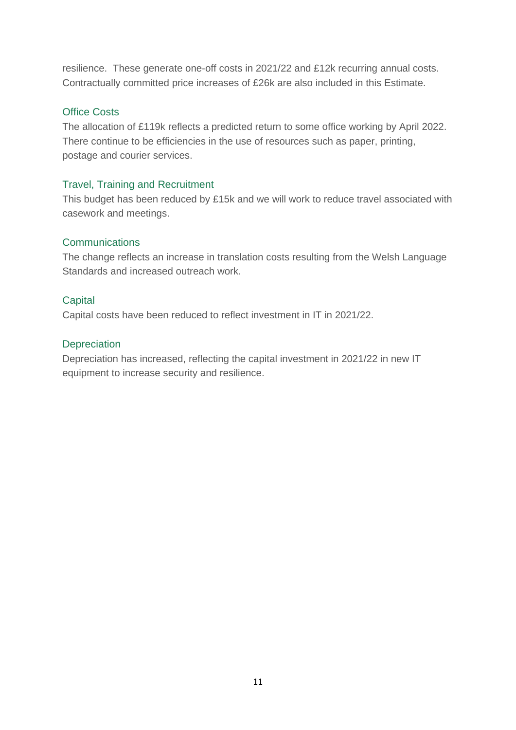resilience. These generate one-off costs in 2021/22 and £12k recurring annual costs. Contractually committed price increases of £26k are also included in this Estimate.

### Office Costs

The allocation of £119k reflects a predicted return to some office working by April 2022. There continue to be efficiencies in the use of resources such as paper, printing, postage and courier services.

### Travel, Training and Recruitment

This budget has been reduced by £15k and we will work to reduce travel associated with casework and meetings.

### Communications

The change reflects an increase in translation costs resulting from the Welsh Language Standards and increased outreach work.

### Capital

Capital costs have been reduced to reflect investment in IT in 2021/22.

### Depreciation

Depreciation has increased, reflecting the capital investment in 2021/22 in new IT equipment to increase security and resilience.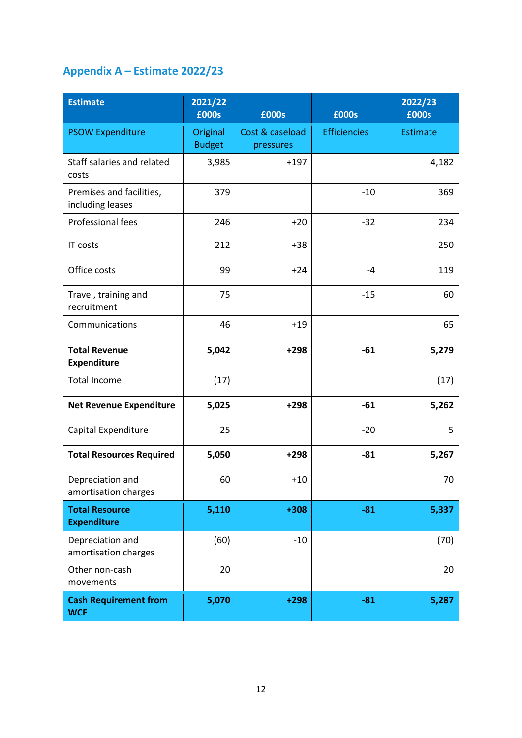## Appendix A – Estimate 2022/23

| Estimate | 2021/22 £000s | £000s | £000s | 2022/23 £000s |
|---|---|---|---|---|
| PSOW Expenditure | Original Budget | Cost & caseload pressures | Efficiencies | Estimate |
| Staff salaries and related costs | 3,985 | +197 | | 4,182 |
| Premises and facilities, including leases | 379 | | -10 | 369 |
| Professional fees | 246 | +20 | -32 | 234 |
| IT costs | 212 | +38 | | 250 |
| Office costs | 99 | +24 | -4 | 119 |
| Travel, training and recruitment | 75 | | -15 | 60 |
| Communications | 46 | +19 | | 65 |
| **Total Revenue Expenditure** | **5,042** | **+298** | **-61** | **5,279** |
| Total Income | (17) | | | (17) |
| **Net Revenue Expenditure** | **5,025** | **+298** | **-61** | **5,262** |
| Capital Expenditure | 25 | | -20 | 5 |
| **Total Resources Required** | **5,050** | **+298** | **-81** | **5,267** |
| Depreciation and amortisation charges | 60 | +10 | | 70 |
| **Total Resource Expenditure** | **5,110** | **+308** | **-81** | **5,337** |
| Depreciation and amortisation charges | (60) | -10 | | (70) |
| Other non-cash movements | 20 | | | 20 |
| **Cash Requirement from WCF** | **5,070** | **+298** | **-81** | **5,287** |